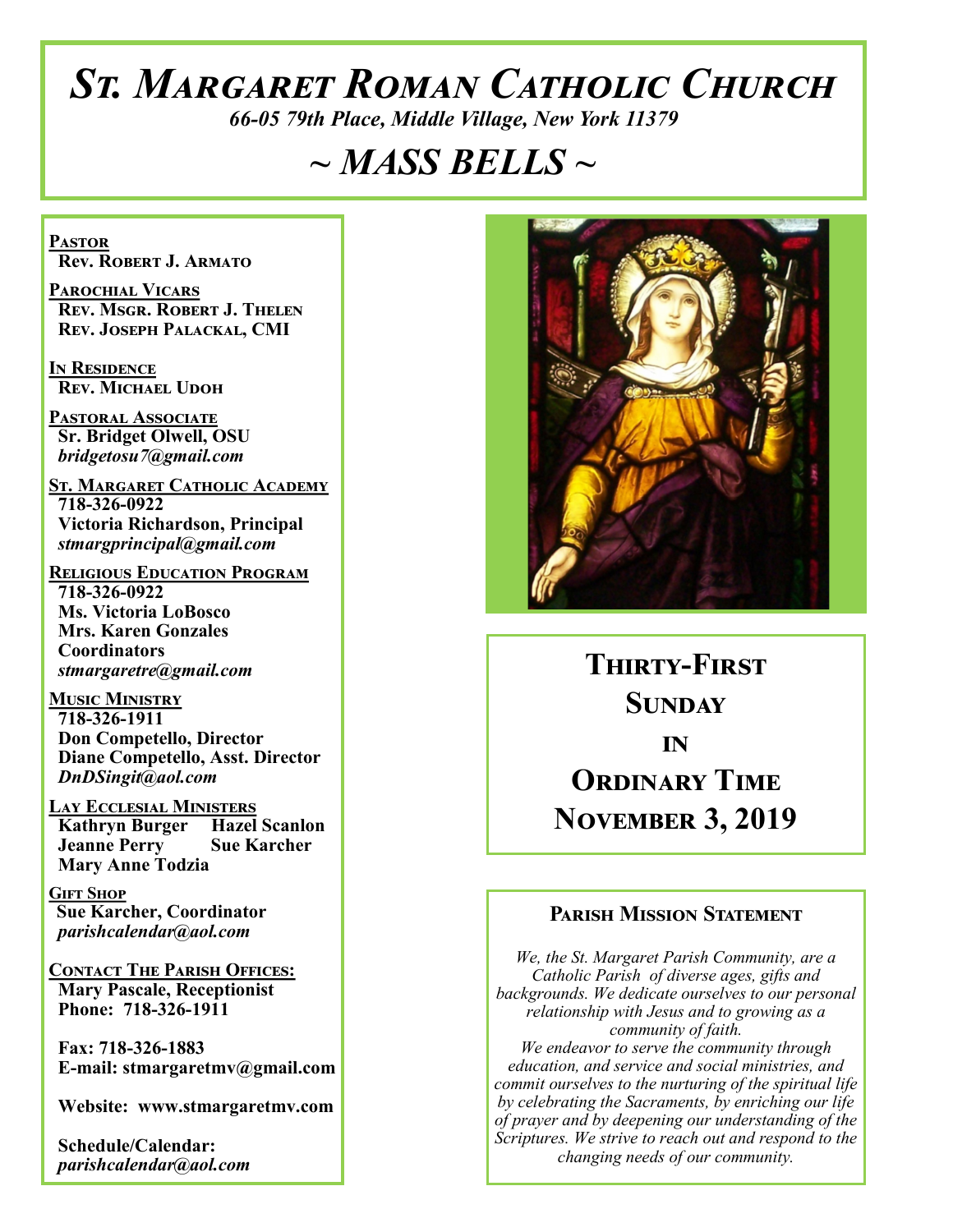# *St. Margaret Roman Catholic Church*

*66-05 79th Place, Middle Village, New York 11379*

## *~ MASS BELLS ~*

**Pastor**
**Rev. Robert J. Armato**

**Parochial Vicars**
**Rev. Msgr. Robert J. Thelen**
**Rev. Joseph Palackal, CMI**

**In Residence**
**Rev. Michael Udoh**

**Pastoral Associate**
**Sr. Bridget Olwell, OSU**
*bridgetosu7@gmail.com*

**St. Margaret Catholic Academy**
**718-326-0922**
**Victoria Richardson, Principal**
*stmargprincipal@gmail.com*

**Religious Education Program**
**718-326-0922**
**Ms. Victoria LoBosco**
**Mrs. Karen Gonzales**
**Coordinators**
*stmargaretre@gmail.com*

**Music Ministry**
**718-326-1911**
**Don Competello, Director**
**Diane Competello, Asst. Director**
*DnDSingit@aol.com*

**Lay Ecclesial Ministers**
**Kathryn Burger**
**Hazel Scanlon**
**Jeanne Perry**
**Sue Karcher**
**Mary Anne Todzia**

**Gift Shop**
**Sue Karcher, Coordinator**
*parishcalendar@aol.com*

**Contact The Parish Offices:**
**Mary Pascale, Receptionist**
**Phone: 718-326-1911**

**Fax: 718-326-1883**
**E-mail: stmargaretmv@gmail.com**

**Website: www.stmargaretmv.com**

**Schedule/Calendar:**
*parishcalendar@aol.com*

## Thirty-First Sunday in Ordinary Time
## November 3, 2019

### Parish Mission Statement

*We, the St. Margaret Parish Community, are a Catholic Parish of diverse ages, gifts and backgrounds. We dedicate ourselves to our personal relationship with Jesus and to growing as a community of faith.*
*We endeavor to serve the community through education, and service and social ministries, and commit ourselves to the nurturing of the spiritual life by celebrating the Sacraments, by enriching our life of prayer and by deepening our understanding of the Scriptures. We strive to reach out and respond to the changing needs of our community.*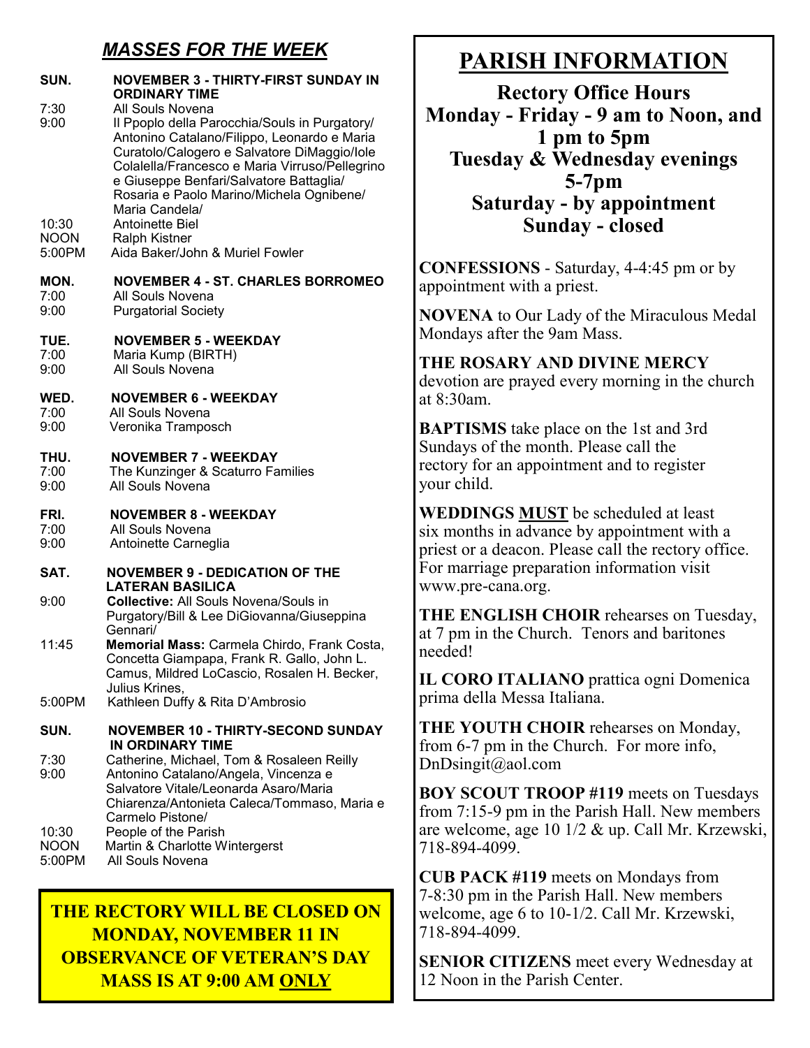## *MASSES FOR THE WEEK*

**SUN. NOVEMBER 3 - THIRTY-FIRST SUNDAY IN ORDINARY TIME**

- 7:30 All Souls Novena
- 9:00 Il Ppoplo della Parocchia/Souls in Purgatory/ Antonino Catalano/Filippo, Leonardo e Maria Curatolo/Calogero e Salvatore DiMaggio/Iole Colalella/Francesco e Maria Virruso/Pellegrino e Giuseppe Benfari/Salvatore Battaglia/ Rosaria e Paolo Marino/Michela Ognibene/ Maria Candela/
- 10:30 Antoinette Biel
- NOON Ralph Kistner
- 5:00PM Aida Baker/John & Muriel Fowler

**MON. NOVEMBER 4 - ST. CHARLES BORROMEO**

- 7:00 All Souls Novena
- 9:00 Purgatorial Society

**TUE. NOVEMBER 5 - WEEKDAY**

- 7:00 Maria Kump (BIRTH)
- 9:00 All Souls Novena

**WED. NOVEMBER 6 - WEEKDAY**

- 7:00 All Souls Novena
- 9:00 Veronika Tramposch

**THU. NOVEMBER 7 - WEEKDAY**

- 7:00 The Kunzinger & Scaturro Families
- 9:00 All Souls Novena

**FRI. NOVEMBER 8 - WEEKDAY**

- 7:00 All Souls Novena
- 9:00 Antoinette Carneglia

**SAT. NOVEMBER 9 - DEDICATION OF THE LATERAN BASILICA**

- 9:00 **Collective:** All Souls Novena/Souls in Purgatory/Bill & Lee DiGiovanna/Giuseppina Gennari/
- 11:45 **Memorial Mass:** Carmela Chirdo, Frank Costa, Concetta Giampapa, Frank R. Gallo, John L. Camus, Mildred LoCascio, Rosalen H. Becker, Julius Krines,
- 5:00PM Kathleen Duffy & Rita D'Ambrosio

**SUN. NOVEMBER 10 - THIRTY-SECOND SUNDAY IN ORDINARY TIME**

- 7:30 Catherine, Michael, Tom & Rosaleen Reilly
- 9:00 Antonino Catalano/Angela, Vincenza e Salvatore Vitale/Leonarda Asaro/Maria Chiarenza/Antonieta Caleca/Tommaso, Maria e Carmelo Pistone/
- 10:30 People of the Parish
- NOON Martin & Charlotte Wintergerst
- 5:00PM All Souls Novena

**THE RECTORY WILL BE CLOSED ON MONDAY, NOVEMBER 11 IN OBSERVANCE OF VETERAN'S DAY MASS IS AT 9:00 AM ONLY**

# PARISH INFORMATION

**Rectory Office Hours**
**Monday - Friday - 9 am to Noon, and 1 pm to 5pm**
**Tuesday & Wednesday evenings 5-7pm**
**Saturday - by appointment**
**Sunday - closed**

**CONFESSIONS** - Saturday, 4-4:45 pm or by appointment with a priest.

**NOVENA** to Our Lady of the Miraculous Medal Mondays after the 9am Mass.

**THE ROSARY AND DIVINE MERCY** devotion are prayed every morning in the church at 8:30am.

**BAPTISMS** take place on the 1st and 3rd Sundays of the month. Please call the rectory for an appointment and to register your child.

**WEDDINGS MUST** be scheduled at least six months in advance by appointment with a priest or a deacon. Please call the rectory office. For marriage preparation information visit www.pre-cana.org.

**THE ENGLISH CHOIR** rehearses on Tuesday, at 7 pm in the Church. Tenors and baritones needed!

**IL CORO ITALIANO** prattica ogni Domenica prima della Messa Italiana.

**THE YOUTH CHOIR** rehearses on Monday, from 6-7 pm in the Church. For more info, DnDsingit@aol.com

**BOY SCOUT TROOP #119** meets on Tuesdays from 7:15-9 pm in the Parish Hall. New members are welcome, age 10 1/2 & up. Call Mr. Krzewski, 718-894-4099.

**CUB PACK #119** meets on Mondays from 7-8:30 pm in the Parish Hall. New members welcome, age 6 to 10-1/2. Call Mr. Krzewski, 718-894-4099.

**SENIOR CITIZENS** meet every Wednesday at 12 Noon in the Parish Center.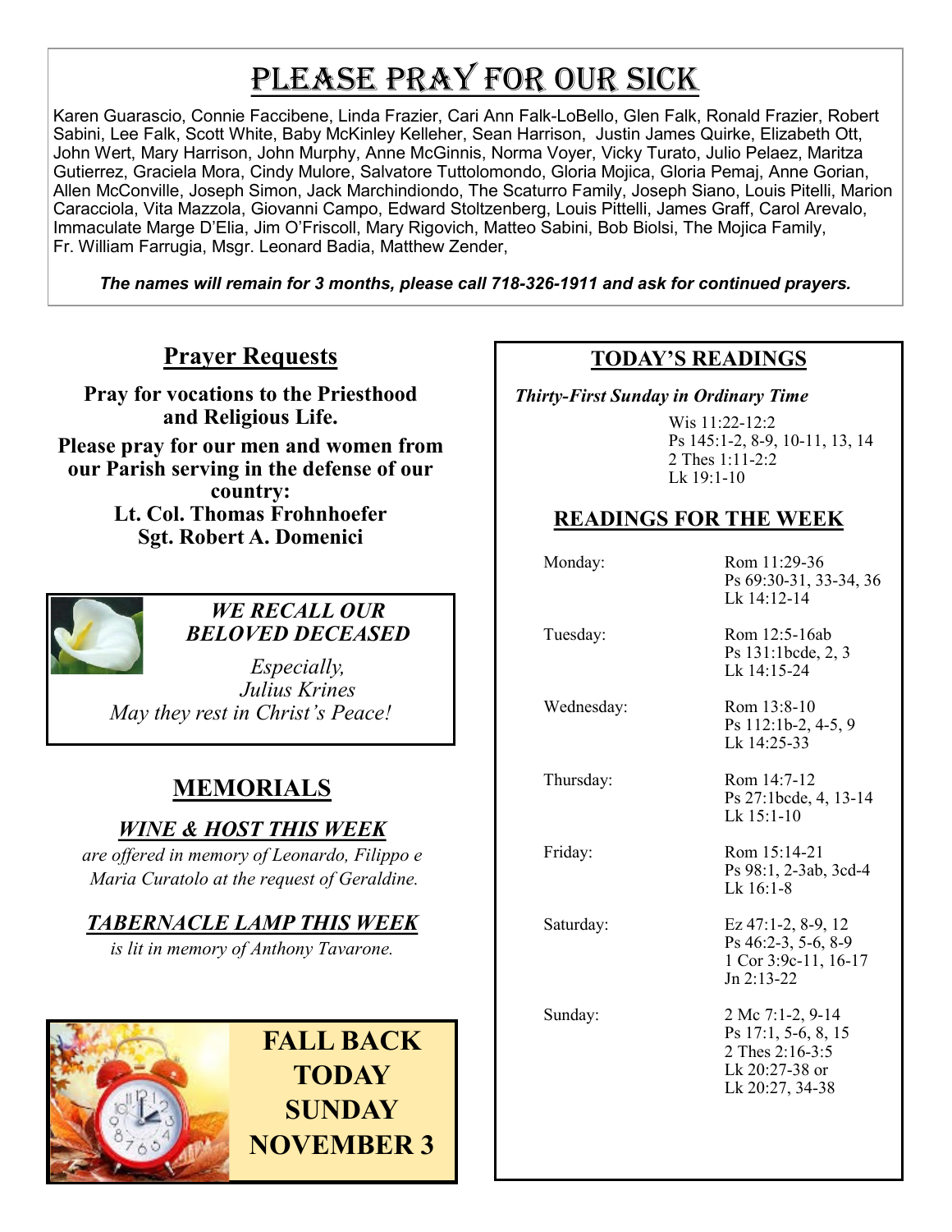# Please Pray for Our Sick

Karen Guarascio, Connie Faccibene, Linda Frazier, Cari Ann Falk-LoBello, Glen Falk, Ronald Frazier, Robert Sabini, Lee Falk, Scott White, Baby McKinley Kelleher, Sean Harrison, Justin James Quirke, Elizabeth Ott, John Wert, Mary Harrison, John Murphy, Anne McGinnis, Norma Voyer, Vicky Turato, Julio Pelaez, Maritza Gutierrez, Graciela Mora, Cindy Mulore, Salvatore Tuttolomondo, Gloria Mojica, Gloria Pemaj, Anne Gorian, Allen McConville, Joseph Simon, Jack Marchindiondo, The Scaturro Family, Joseph Siano, Louis Pitelli, Marion Caracciola, Vita Mazzola, Giovanni Campo, Edward Stoltzenberg, Louis Pittelli, James Graff, Carol Arevalo, Immaculate Marge D'Elia, Jim O'Friscoll, Mary Rigovich, Matteo Sabini, Bob Biolsi, The Mojica Family, Fr. William Farrugia, Msgr. Leonard Badia, Matthew Zender,

***The names will remain for 3 months, please call 718-326-1911 and ask for continued prayers.***

## Prayer Requests

**Pray for vocations to the Priesthood and Religious Life.**

**Please pray for our men and women from our Parish serving in the defense of our country:**
**Lt. Col. Thomas Frohnhoefer**
**Sgt. Robert A. Domenici**

***WE RECALL OUR BELOVED DECEASED***

*Especially,*
*Julius Krines*
*May they rest in Christ's Peace!*

## MEMORIALS

***WINE & HOST THIS WEEK***

*are offered in memory of Leonardo, Filippo e Maria Curatolo at the request of Geraldine.*

***TABERNACLE LAMP THIS WEEK***

*is lit in memory of Anthony Tavarone.*

**FALL BACK TODAY SUNDAY NOVEMBER 3**

## TODAY'S READINGS

***Thirty-First Sunday in Ordinary Time***

Wis 11:22-12:2
Ps 145:1-2, 8-9, 10-11, 13, 14
2 Thes 1:11-2:2
Lk 19:1-10

## READINGS FOR THE WEEK

| Day | Readings |
|---|---|
| Monday: | Rom 11:29-36<br>Ps 69:30-31, 33-34, 36<br>Lk 14:12-14 |
| Tuesday: | Rom 12:5-16ab<br>Ps 131:1bcde, 2, 3<br>Lk 14:15-24 |
| Wednesday: | Rom 13:8-10<br>Ps 112:1b-2, 4-5, 9<br>Lk 14:25-33 |
| Thursday: | Rom 14:7-12<br>Ps 27:1bcde, 4, 13-14<br>Lk 15:1-10 |
| Friday: | Rom 15:14-21<br>Ps 98:1, 2-3ab, 3cd-4<br>Lk 16:1-8 |
| Saturday: | Ez 47:1-2, 8-9, 12<br>Ps 46:2-3, 5-6, 8-9<br>1 Cor 3:9c-11, 16-17<br>Jn 2:13-22 |
| Sunday: | 2 Mc 7:1-2, 9-14<br>Ps 17:1, 5-6, 8, 15<br>2 Thes 2:16-3:5<br>Lk 20:27-38 or<br>Lk 20:27, 34-38 |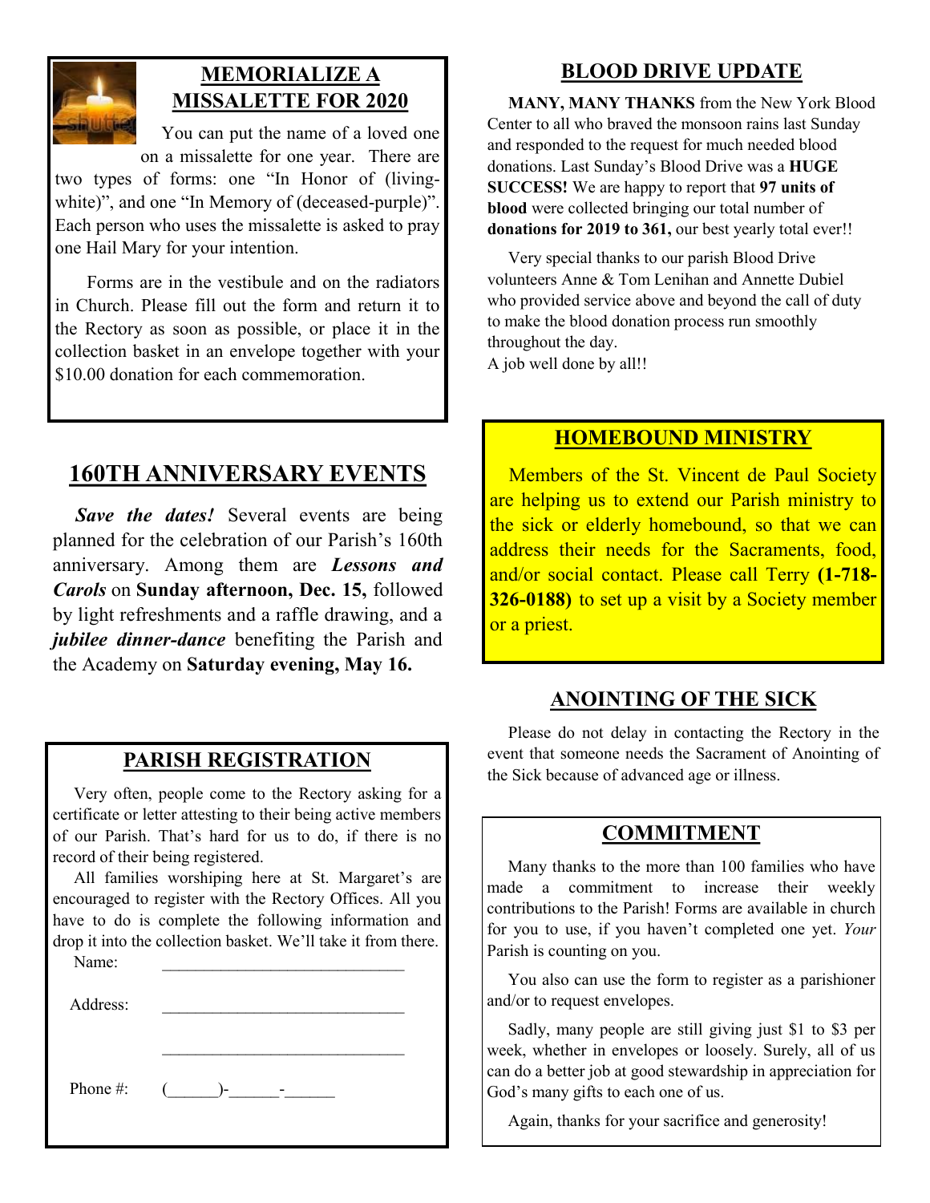## MEMORIALIZE A MISSALETTE FOR 2020

You can put the name of a loved one on a missalette for one year. There are two types of forms: one "In Honor of (living-white)", and one "In Memory of (deceased-purple)". Each person who uses the missalette is asked to pray one Hail Mary for your intention.

Forms are in the vestibule and on the radiators in Church. Please fill out the form and return it to the Rectory as soon as possible, or place it in the collection basket in an envelope together with your $10.00 donation for each commemoration.

## 160TH ANNIVERSARY EVENTS

***Save the dates!*** Several events are being planned for the celebration of our Parish's 160th anniversary. Among them are ***Lessons and Carols*** on **Sunday afternoon, Dec. 15,** followed by light refreshments and a raffle drawing, and a ***jubilee dinner-dance*** benefiting the Parish and the Academy on **Saturday evening, May 16.**

## PARISH REGISTRATION

Very often, people come to the Rectory asking for a certificate or letter attesting to their being active members of our Parish. That's hard for us to do, if there is no record of their being registered.

All families worshiping here at St. Margaret's are encouraged to register with the Rectory Offices. All you have to do is complete the following information and drop it into the collection basket. We'll take it from there.

Name: ______________________________

Address: ______________________________

______________________________

Phone #: (______)-______-______

## BLOOD DRIVE UPDATE

**MANY, MANY THANKS** from the New York Blood Center to all who braved the monsoon rains last Sunday and responded to the request for much needed blood donations. Last Sunday's Blood Drive was a **HUGE SUCCESS!** We are happy to report that **97 units of blood** were collected bringing our total number of **donations for 2019 to 361,** our best yearly total ever!!

Very special thanks to our parish Blood Drive volunteers Anne & Tom Lenihan and Annette Dubiel who provided service above and beyond the call of duty to make the blood donation process run smoothly throughout the day.
A job well done by all!!

## HOMEBOUND MINISTRY

Members of the St. Vincent de Paul Society are helping us to extend our Parish ministry to the sick or elderly homebound, so that we can address their needs for the Sacraments, food, and/or social contact. Please call Terry **(1-718-326-0188)** to set up a visit by a Society member or a priest.

## ANOINTING OF THE SICK

Please do not delay in contacting the Rectory in the event that someone needs the Sacrament of Anointing of the Sick because of advanced age or illness.

## COMMITMENT

Many thanks to the more than 100 families who have made a commitment to increase their weekly contributions to the Parish! Forms are available in church for you to use, if you haven't completed one yet. *Your* Parish is counting on you.

You also can use the form to register as a parishioner and/or to request envelopes.

Sadly, many people are still giving just $1 to $3 per week, whether in envelopes or loosely. Surely, all of us can do a better job at good stewardship in appreciation for God's many gifts to each one of us.

Again, thanks for your sacrifice and generosity!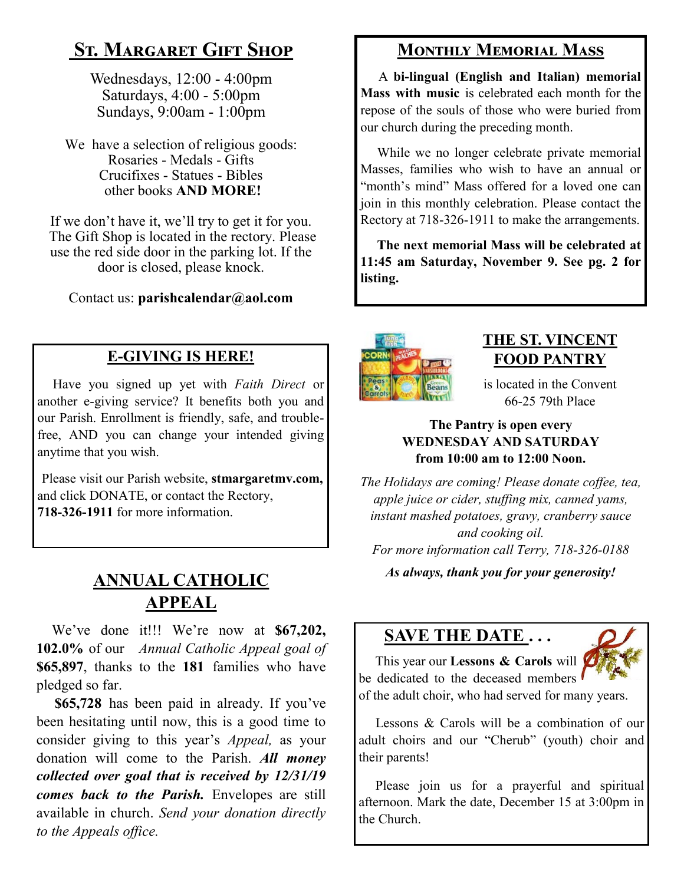## St. Margaret Gift Shop

Wednesdays, 12:00 - 4:00pm
Saturdays, 4:00 - 5:00pm
Sundays, 9:00am - 1:00pm

We have a selection of religious goods:
Rosaries - Medals - Gifts
Crucifixes - Statues - Bibles
other books **AND MORE!**

If we don't have it, we'll try to get it for you. The Gift Shop is located in the rectory. Please use the red side door in the parking lot. If the door is closed, please knock.

Contact us: **parishcalendar@aol.com**

## E-GIVING IS HERE!

Have you signed up yet with *Faith Direct* or another e-giving service? It benefits both you and our Parish. Enrollment is friendly, safe, and trouble-free, AND you can change your intended giving anytime that you wish.

Please visit our Parish website, **stmargaretmv.com,** and click DONATE, or contact the Rectory, **718-326-1911** for more information.

## ANNUAL CATHOLIC APPEAL

We've done it!!! We're now at **$67,202, 102.0%** of our *Annual Catholic Appeal goal of* **$65,897**, thanks to the **181** families who have pledged so far.

**$65,728** has been paid in already. If you've been hesitating until now, this is a good time to consider giving to this year's *Appeal,* as your donation will come to the Parish. ***All money collected over goal that is received by 12/31/19 comes back to the Parish.*** Envelopes are still available in church. *Send your donation directly to the Appeals office.*

## Monthly Memorial Mass

A **bi-lingual (English and Italian) memorial Mass with music** is celebrated each month for the repose of the souls of those who were buried from our church during the preceding month.

While we no longer celebrate private memorial Masses, families who wish to have an annual or "month's mind" Mass offered for a loved one can join in this monthly celebration. Please contact the Rectory at 718-326-1911 to make the arrangements.

**The next memorial Mass will be celebrated at 11:45 am Saturday, November 9. See pg. 2 for listing.**

## THE ST. VINCENT FOOD PANTRY

is located in the Convent
66-25 79th Place

**The Pantry is open every WEDNESDAY AND SATURDAY from 10:00 am to 12:00 Noon.**

*The Holidays are coming! Please donate coffee, tea, apple juice or cider, stuffing mix, canned yams, instant mashed potatoes, gravy, cranberry sauce and cooking oil.*
*For more information call Terry, 718-326-0188*

***As always, thank you for your generosity!***

## SAVE THE DATE . . .

This year our **Lessons & Carols** will be dedicated to the deceased members of the adult choir, who had served for many years.

Lessons & Carols will be a combination of our adult choirs and our "Cherub" (youth) choir and their parents!

Please join us for a prayerful and spiritual afternoon. Mark the date, December 15 at 3:00pm in the Church.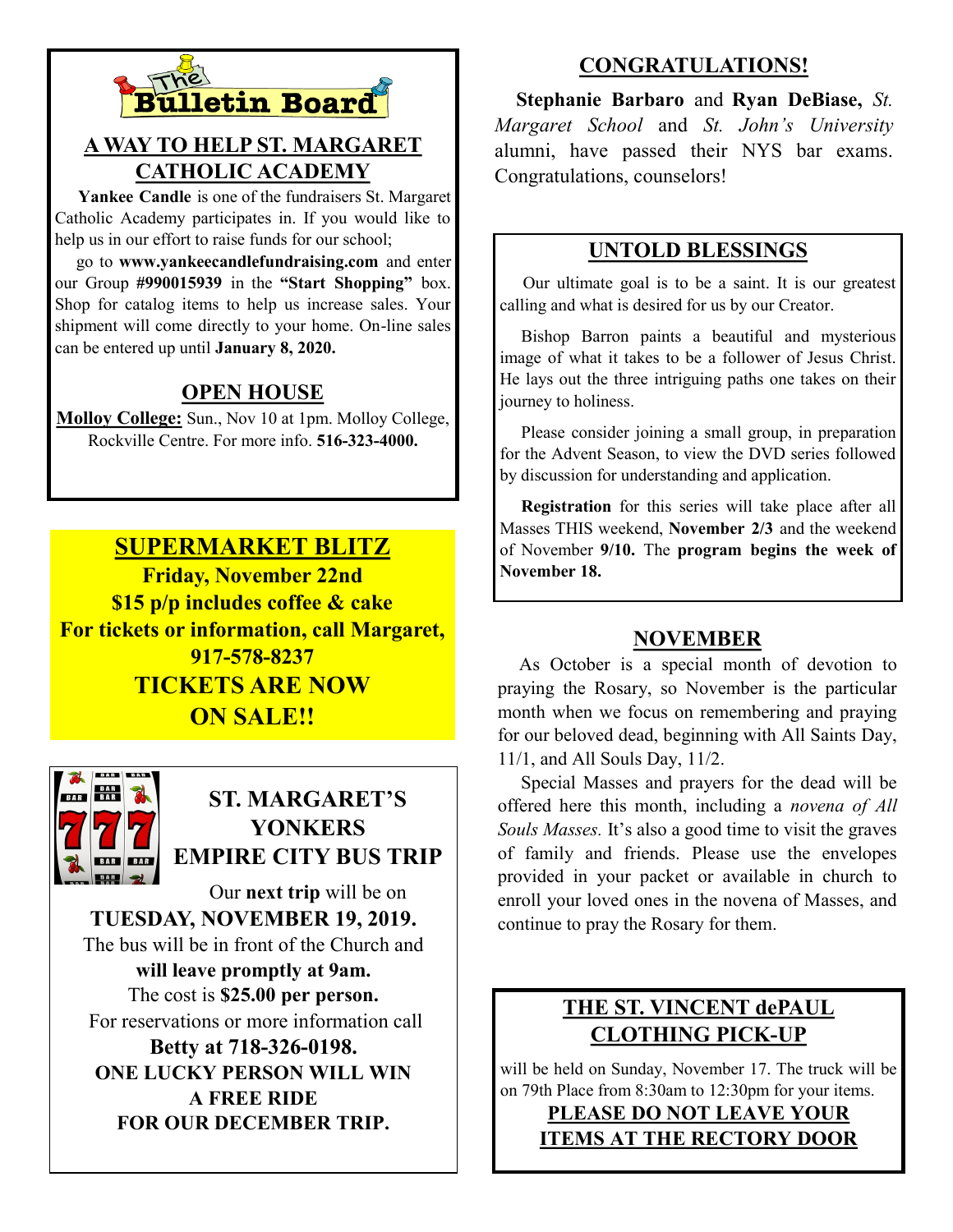# The Bulletin Board

## A WAY TO HELP ST. MARGARET CATHOLIC ACADEMY

**Yankee Candle** is one of the fundraisers St. Margaret Catholic Academy participates in. If you would like to help us in our effort to raise funds for our school;

go to **www.yankeecandlefundraising.com** and enter our Group **#990015939** in the **"Start Shopping"** box. Shop for catalog items to help us increase sales. Your shipment will come directly to your home. On-line sales can be entered up until **January 8, 2020.**

## OPEN HOUSE

**Molloy College:** Sun., Nov 10 at 1pm. Molloy College, Rockville Centre. For more info. **516-323-4000.**

## SUPERMARKET BLITZ

**Friday, November 22nd**
**$15 p/p includes coffee & cake**
**For tickets or information, call Margaret, 917-578-8237**
**TICKETS ARE NOW ON SALE!!**

## ST. MARGARET'S YONKERS EMPIRE CITY BUS TRIP

Our **next trip** will be on
**TUESDAY, NOVEMBER 19, 2019.**
The bus will be in front of the Church and **will leave promptly at 9am.**
The cost is **$25.00 per person.**
For reservations or more information call **Betty at 718-326-0198.**
**ONE LUCKY PERSON WILL WIN A FREE RIDE FOR OUR DECEMBER TRIP.**

## CONGRATULATIONS!

**Stephanie Barbaro** and **Ryan DeBiase,** *St. Margaret School* and *St. John's University* alumni, have passed their NYS bar exams. Congratulations, counselors!

## UNTOLD BLESSINGS

Our ultimate goal is to be a saint. It is our greatest calling and what is desired for us by our Creator.

Bishop Barron paints a beautiful and mysterious image of what it takes to be a follower of Jesus Christ. He lays out the three intriguing paths one takes on their journey to holiness.

Please consider joining a small group, in preparation for the Advent Season, to view the DVD series followed by discussion for understanding and application.

**Registration** for this series will take place after all Masses THIS weekend, **November 2/3** and the weekend of November **9/10.** The **program begins the week of November 18.**

## NOVEMBER

As October is a special month of devotion to praying the Rosary, so November is the particular month when we focus on remembering and praying for our beloved dead, beginning with All Saints Day, 11/1, and All Souls Day, 11/2.

Special Masses and prayers for the dead will be offered here this month, including a *novena of All Souls Masses.* It's also a good time to visit the graves of family and friends. Please use the envelopes provided in your packet or available in church to enroll your loved ones in the novena of Masses, and continue to pray the Rosary for them.

## THE ST. VINCENT dePAUL CLOTHING PICK-UP

will be held on Sunday, November 17. The truck will be on 79th Place from 8:30am to 12:30pm for your items.

**PLEASE DO NOT LEAVE YOUR ITEMS AT THE RECTORY DOOR**